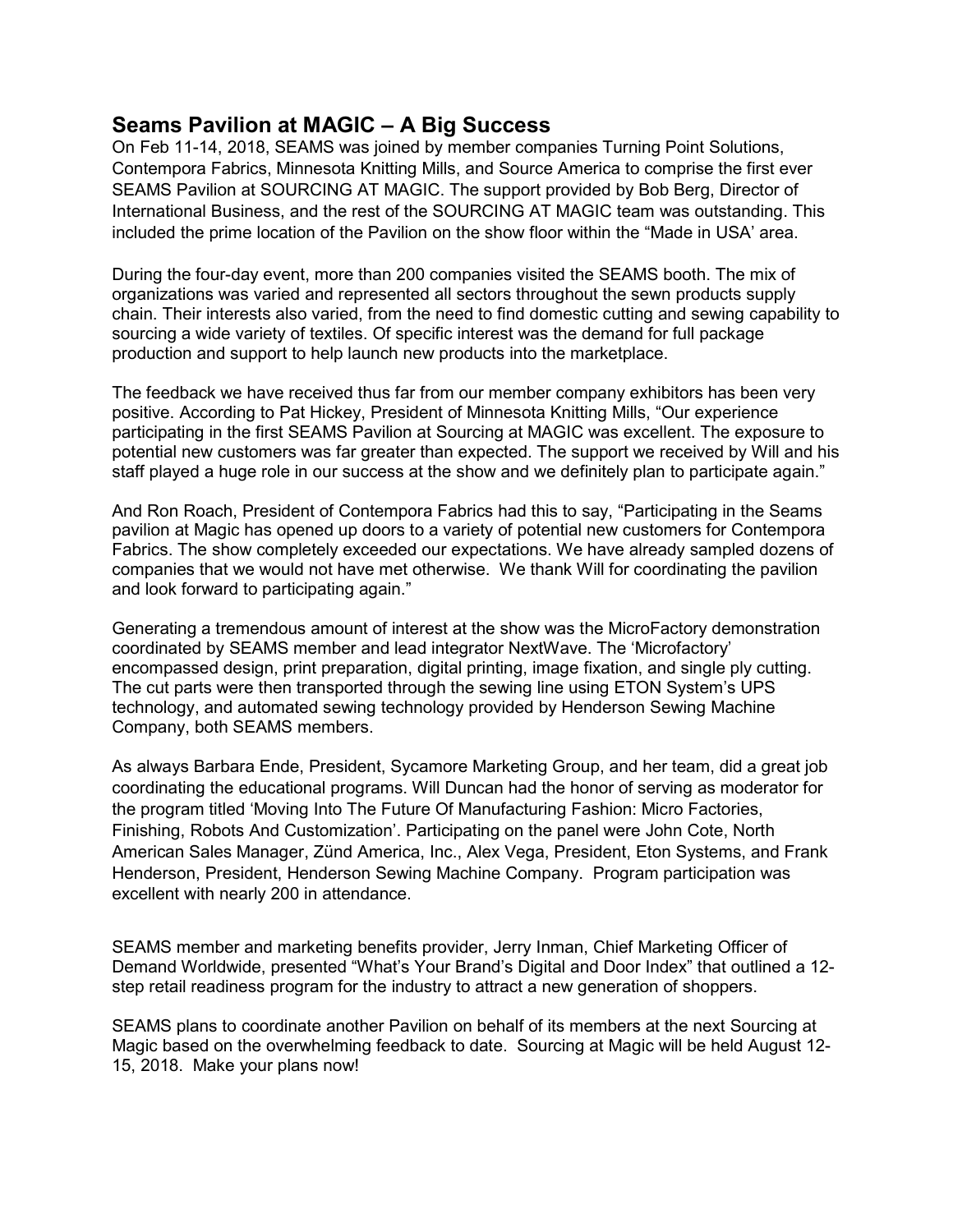# Seams Pavilion at MAGIC – A Big Success

On Feb 11-14, 2018, SEAMS was joined by member companies Turning Point Solutions, Contempora Fabrics, Minnesota Knitting Mills, and Source America to comprise the first ever SEAMS Pavilion at SOURCING AT MAGIC. The support provided by Bob Berg, Director of International Business, and the rest of the SOURCING AT MAGIC team was outstanding. This included the prime location of the Pavilion on the show floor within the "Made in USA' area.

During the four-day event, more than 200 companies visited the SEAMS booth. The mix of organizations was varied and represented all sectors throughout the sewn products supply chain. Their interests also varied, from the need to find domestic cutting and sewing capability to sourcing a wide variety of textiles. Of specific interest was the demand for full package production and support to help launch new products into the marketplace.

The feedback we have received thus far from our member company exhibitors has been very positive. According to Pat Hickey, President of Minnesota Knitting Mills, "Our experience participating in the first SEAMS Pavilion at Sourcing at MAGIC was excellent. The exposure to potential new customers was far greater than expected. The support we received by Will and his staff played a huge role in our success at the show and we definitely plan to participate again."

And Ron Roach, President of Contempora Fabrics had this to say, "Participating in the Seams pavilion at Magic has opened up doors to a variety of potential new customers for Contempora Fabrics. The show completely exceeded our expectations. We have already sampled dozens of companies that we would not have met otherwise. We thank Will for coordinating the pavilion and look forward to participating again."

Generating a tremendous amount of interest at the show was the MicroFactory demonstration coordinated by SEAMS member and lead integrator NextWave. The 'Microfactory' encompassed design, print preparation, digital printing, image fixation, and single ply cutting. The cut parts were then transported through the sewing line using ETON System's UPS technology, and automated sewing technology provided by Henderson Sewing Machine Company, both SEAMS members.

As always Barbara Ende, President, Sycamore Marketing Group, and her team, did a great job coordinating the educational programs. Will Duncan had the honor of serving as moderator for the program titled 'Moving Into The Future Of Manufacturing Fashion: Micro Factories, Finishing, Robots And Customization'. Participating on the panel were John Cote, North American Sales Manager, Zünd America, Inc., Alex Vega, President, Eton Systems, and Frank Henderson, President, Henderson Sewing Machine Company. Program participation was excellent with nearly 200 in attendance.

SEAMS member and marketing benefits provider, Jerry Inman, Chief Marketing Officer of Demand Worldwide, presented "What's Your Brand's Digital and Door Index" that outlined a 12-step retail readiness program for the industry to attract a new generation of shoppers.

SEAMS plans to coordinate another Pavilion on behalf of its members at the next Sourcing at Magic based on the overwhelming feedback to date. Sourcing at Magic will be held August 12-15, 2018. Make your plans now!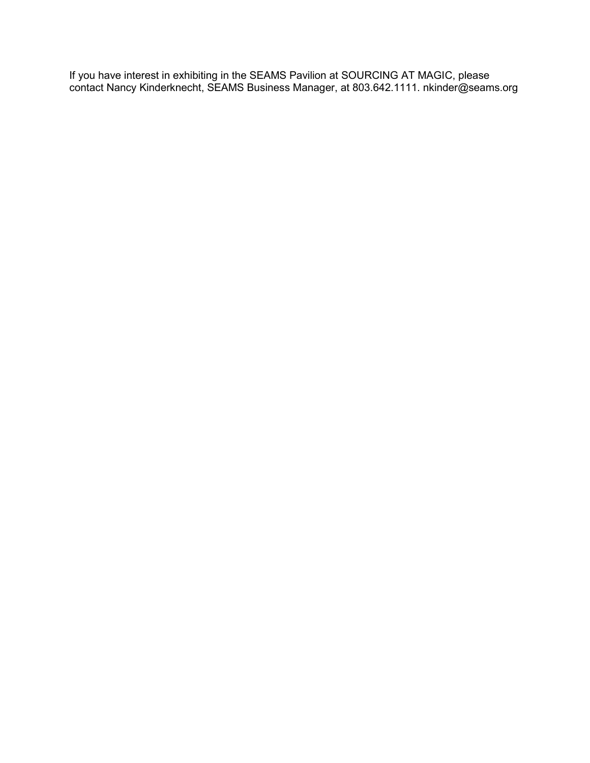If you have interest in exhibiting in the SEAMS Pavilion at SOURCING AT MAGIC, please contact Nancy Kinderknecht, SEAMS Business Manager, at 803.642.1111. nkinder@seams.org